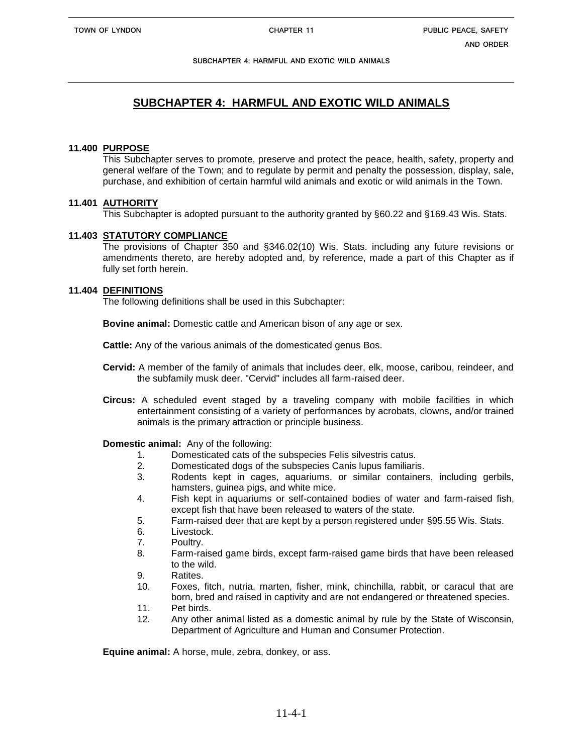# SUBCHAPTER 4: HARMFUL AND EXOTIC WILD ANIMALS

## 11.400 PURPOSE

This Subchapter serves to promote, preserve and protect the peace, health, safety, property and general welfare of the Town; and to regulate by permit and penalty the possession, display, sale, purchase, and exhibition of certain harmful wild animals and exotic or wild animals in the Town.

## 11.401 AUTHORITY

This Subchapter is adopted pursuant to the authority granted by §60.22 and §169.43 Wis. Stats.

## 11.403 STATUTORY COMPLIANCE

The provisions of Chapter 350 and §346.02(10) Wis. Stats. including any future revisions or amendments thereto, are hereby adopted and, by reference, made a part of this Chapter as if fully set forth herein.

## 11.404 DEFINITIONS

The following definitions shall be used in this Subchapter:

**Bovine animal:** Domestic cattle and American bison of any age or sex.

**Cattle:** Any of the various animals of the domesticated genus Bos.

**Cervid:** A member of the family of animals that includes deer, elk, moose, caribou, reindeer, and the subfamily musk deer. "Cervid" includes all farm-raised deer.

**Circus:** A scheduled event staged by a traveling company with mobile facilities in which entertainment consisting of a variety of performances by acrobats, clowns, and/or trained animals is the primary attraction or principle business.

**Domestic animal:** Any of the following:

1. Domesticated cats of the subspecies Felis silvestris catus.
2. Domesticated dogs of the subspecies Canis lupus familiaris.
3. Rodents kept in cages, aquariums, or similar containers, including gerbils, hamsters, guinea pigs, and white mice.
4. Fish kept in aquariums or self-contained bodies of water and farm-raised fish, except fish that have been released to waters of the state.
5. Farm-raised deer that are kept by a person registered under §95.55 Wis. Stats.
6. Livestock.
7. Poultry.
8. Farm-raised game birds, except farm-raised game birds that have been released to the wild.
9. Ratites.
10. Foxes, fitch, nutria, marten, fisher, mink, chinchilla, rabbit, or caracul that are born, bred and raised in captivity and are not endangered or threatened species.
11. Pet birds.
12. Any other animal listed as a domestic animal by rule by the State of Wisconsin, Department of Agriculture and Human and Consumer Protection.

**Equine animal:** A horse, mule, zebra, donkey, or ass.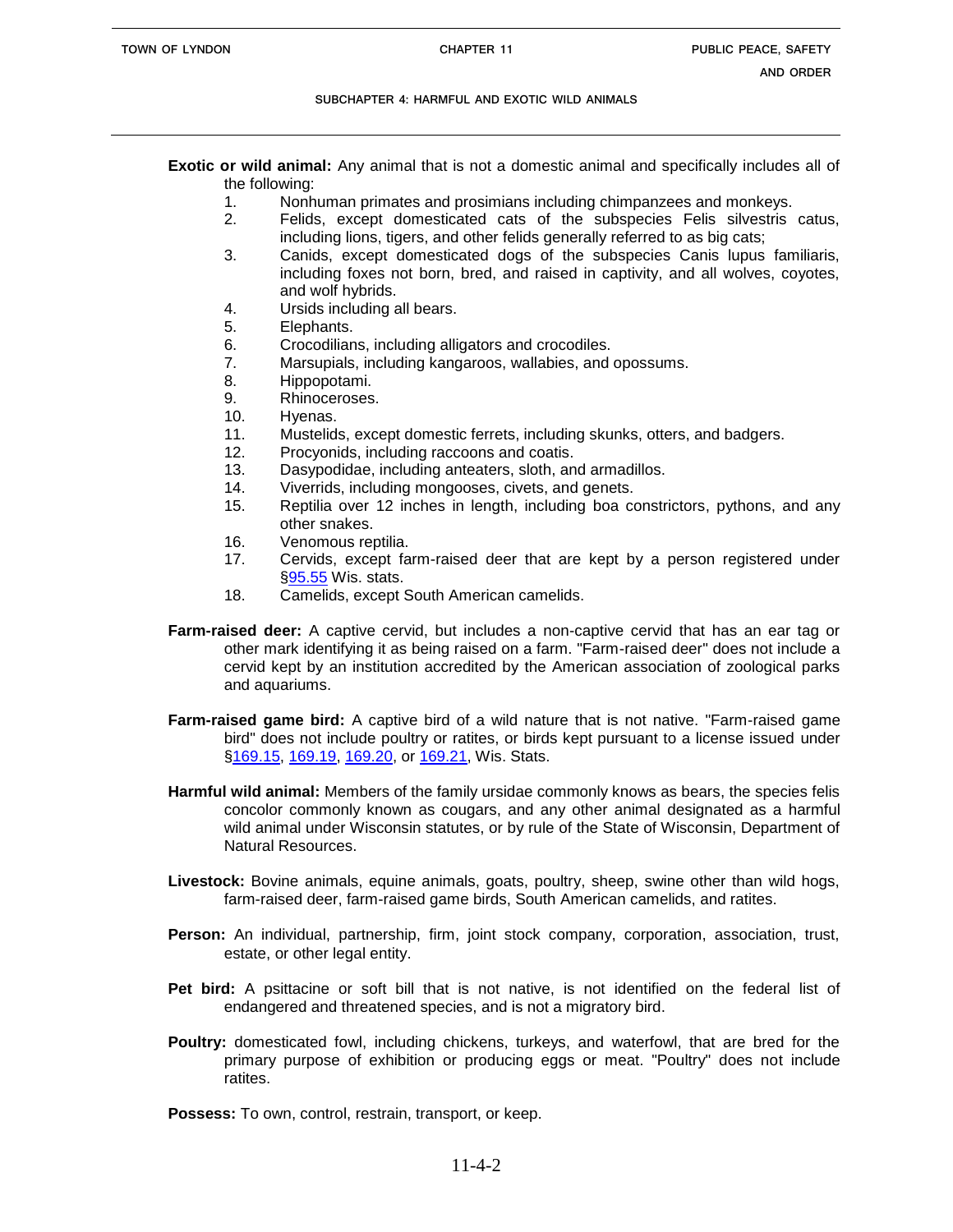**Exotic or wild animal:** Any animal that is not a domestic animal and specifically includes all of the following:

1. Nonhuman primates and prosimians including chimpanzees and monkeys.
2. Felids, except domesticated cats of the subspecies Felis silvestris catus, including lions, tigers, and other felids generally referred to as big cats;
3. Canids, except domesticated dogs of the subspecies Canis lupus familiaris, including foxes not born, bred, and raised in captivity, and all wolves, coyotes, and wolf hybrids.
4. Ursids including all bears.
5. Elephants.
6. Crocodilians, including alligators and crocodiles.
7. Marsupials, including kangaroos, wallabies, and opossums.
8. Hippopotami.
9. Rhinoceroses.
10. Hyenas.
11. Mustelids, except domestic ferrets, including skunks, otters, and badgers.
12. Procyonids, including raccoons and coatis.
13. Dasypodidae, including anteaters, sloth, and armadillos.
14. Viverrids, including mongooses, civets, and genets.
15. Reptilia over 12 inches in length, including boa constrictors, pythons, and any other snakes.
16. Venomous reptilia.
17. Cervids, except farm-raised deer that are kept by a person registered under §95.55 Wis. stats.
18. Camelids, except South American camelids.

**Farm-raised deer:** A captive cervid, but includes a non-captive cervid that has an ear tag or other mark identifying it as being raised on a farm. "Farm-raised deer" does not include a cervid kept by an institution accredited by the American association of zoological parks and aquariums.

**Farm-raised game bird:** A captive bird of a wild nature that is not native. "Farm-raised game bird" does not include poultry or ratites, or birds kept pursuant to a license issued under §169.15, 169.19, 169.20, or 169.21, Wis. Stats.

**Harmful wild animal:** Members of the family ursidae commonly knows as bears, the species felis concolor commonly known as cougars, and any other animal designated as a harmful wild animal under Wisconsin statutes, or by rule of the State of Wisconsin, Department of Natural Resources.

**Livestock:** Bovine animals, equine animals, goats, poultry, sheep, swine other than wild hogs, farm-raised deer, farm-raised game birds, South American camelids, and ratites.

**Person:** An individual, partnership, firm, joint stock company, corporation, association, trust, estate, or other legal entity.

**Pet bird:** A psittacine or soft bill that is not native, is not identified on the federal list of endangered and threatened species, and is not a migratory bird.

**Poultry:** domesticated fowl, including chickens, turkeys, and waterfowl, that are bred for the primary purpose of exhibition or producing eggs or meat. "Poultry" does not include ratites.

**Possess:** To own, control, restrain, transport, or keep.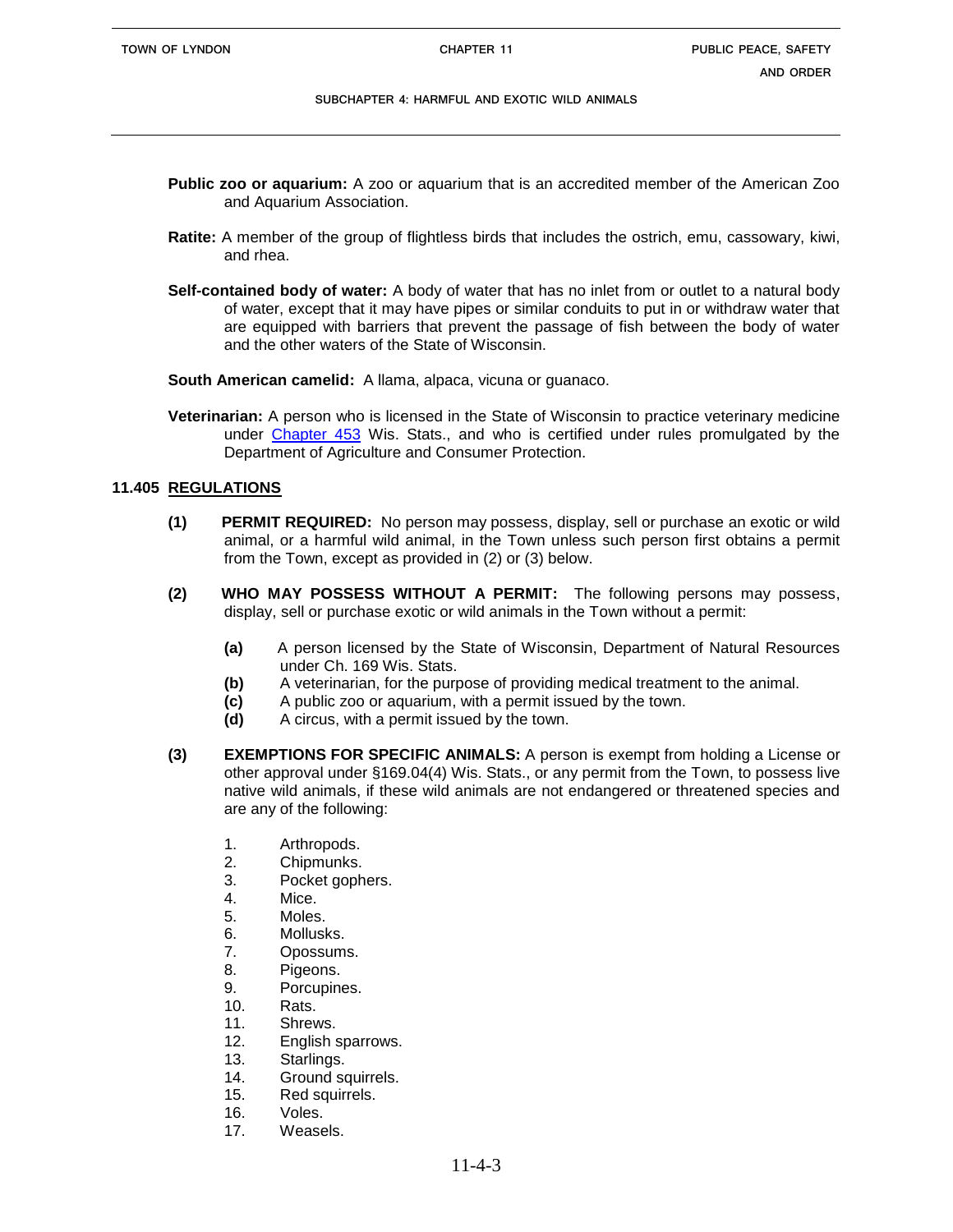**Public zoo or aquarium:** A zoo or aquarium that is an accredited member of the American Zoo and Aquarium Association.

**Ratite:** A member of the group of flightless birds that includes the ostrich, emu, cassowary, kiwi, and rhea.

**Self-contained body of water:** A body of water that has no inlet from or outlet to a natural body of water, except that it may have pipes or similar conduits to put in or withdraw water that are equipped with barriers that prevent the passage of fish between the body of water and the other waters of the State of Wisconsin.

**South American camelid:** A llama, alpaca, vicuna or guanaco.

**Veterinarian:** A person who is licensed in the State of Wisconsin to practice veterinary medicine under Chapter 453 Wis. Stats., and who is certified under rules promulgated by the Department of Agriculture and Consumer Protection.

## 11.405 REGULATIONS

**(1) PERMIT REQUIRED:** No person may possess, display, sell or purchase an exotic or wild animal, or a harmful wild animal, in the Town unless such person first obtains a permit from the Town, except as provided in (2) or (3) below.

**(2) WHO MAY POSSESS WITHOUT A PERMIT:** The following persons may possess, display, sell or purchase exotic or wild animals in the Town without a permit:

- **(a)** A person licensed by the State of Wisconsin, Department of Natural Resources under Ch. 169 Wis. Stats.
- **(b)** A veterinarian, for the purpose of providing medical treatment to the animal.
- **(c)** A public zoo or aquarium, with a permit issued by the town.
- **(d)** A circus, with a permit issued by the town.

**(3) EXEMPTIONS FOR SPECIFIC ANIMALS:** A person is exempt from holding a License or other approval under §169.04(4) Wis. Stats., or any permit from the Town, to possess live native wild animals, if these wild animals are not endangered or threatened species and are any of the following:

1. Arthropods.
2. Chipmunks.
3. Pocket gophers.
4. Mice.
5. Moles.
6. Mollusks.
7. Opossums.
8. Pigeons.
9. Porcupines.
10. Rats.
11. Shrews.
12. English sparrows.
13. Starlings.
14. Ground squirrels.
15. Red squirrels.
16. Voles.
17. Weasels.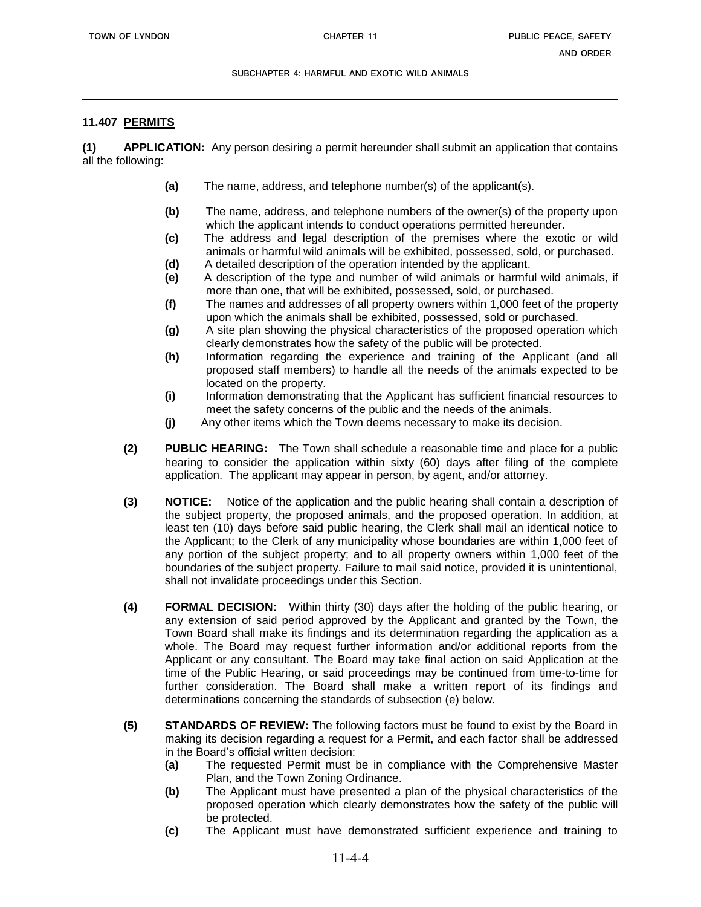## 11.407 PERMITS

**(1) APPLICATION:** Any person desiring a permit hereunder shall submit an application that contains all the following:

- **(a)** The name, address, and telephone number(s) of the applicant(s).
- **(b)** The name, address, and telephone numbers of the owner(s) of the property upon which the applicant intends to conduct operations permitted hereunder.
- **(c)** The address and legal description of the premises where the exotic or wild animals or harmful wild animals will be exhibited, possessed, sold, or purchased.
- **(d)** A detailed description of the operation intended by the applicant.
- **(e)** A description of the type and number of wild animals or harmful wild animals, if more than one, that will be exhibited, possessed, sold, or purchased.
- **(f)** The names and addresses of all property owners within 1,000 feet of the property upon which the animals shall be exhibited, possessed, sold or purchased.
- **(g)** A site plan showing the physical characteristics of the proposed operation which clearly demonstrates how the safety of the public will be protected.
- **(h)** Information regarding the experience and training of the Applicant (and all proposed staff members) to handle all the needs of the animals expected to be located on the property.
- **(i)** Information demonstrating that the Applicant has sufficient financial resources to meet the safety concerns of the public and the needs of the animals.
- **(j)** Any other items which the Town deems necessary to make its decision.

**(2) PUBLIC HEARING:** The Town shall schedule a reasonable time and place for a public hearing to consider the application within sixty (60) days after filing of the complete application. The applicant may appear in person, by agent, and/or attorney.

**(3) NOTICE:** Notice of the application and the public hearing shall contain a description of the subject property, the proposed animals, and the proposed operation. In addition, at least ten (10) days before said public hearing, the Clerk shall mail an identical notice to the Applicant; to the Clerk of any municipality whose boundaries are within 1,000 feet of any portion of the subject property; and to all property owners within 1,000 feet of the boundaries of the subject property. Failure to mail said notice, provided it is unintentional, shall not invalidate proceedings under this Section.

**(4) FORMAL DECISION:** Within thirty (30) days after the holding of the public hearing, or any extension of said period approved by the Applicant and granted by the Town, the Town Board shall make its findings and its determination regarding the application as a whole. The Board may request further information and/or additional reports from the Applicant or any consultant. The Board may take final action on said Application at the time of the Public Hearing, or said proceedings may be continued from time-to-time for further consideration. The Board shall make a written report of its findings and determinations concerning the standards of subsection (e) below.

**(5) STANDARDS OF REVIEW:** The following factors must be found to exist by the Board in making its decision regarding a request for a Permit, and each factor shall be addressed in the Board's official written decision:

- **(a)** The requested Permit must be in compliance with the Comprehensive Master Plan, and the Town Zoning Ordinance.
- **(b)** The Applicant must have presented a plan of the physical characteristics of the proposed operation which clearly demonstrates how the safety of the public will be protected.
- **(c)** The Applicant must have demonstrated sufficient experience and training to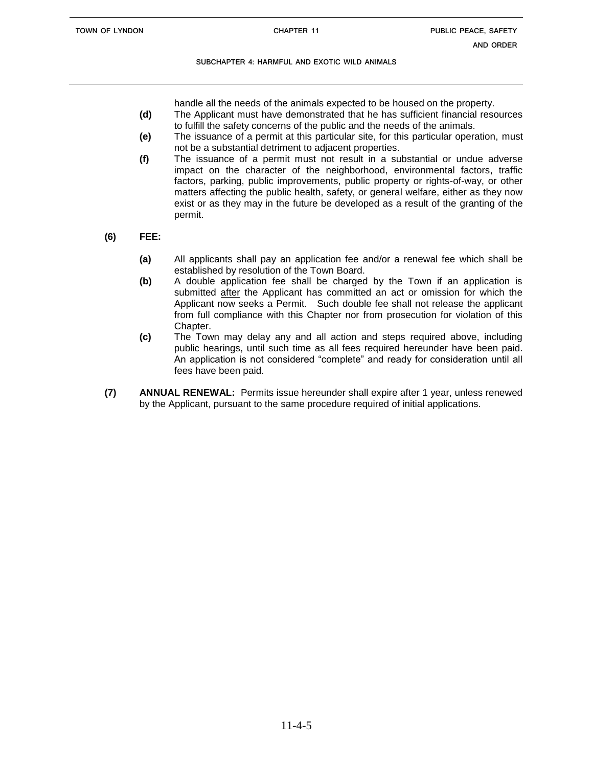handle all the needs of the animals expected to be housed on the property.

**(d)** The Applicant must have demonstrated that he has sufficient financial resources to fulfill the safety concerns of the public and the needs of the animals.

**(e)** The issuance of a permit at this particular site, for this particular operation, must not be a substantial detriment to adjacent properties.

**(f)** The issuance of a permit must not result in a substantial or undue adverse impact on the character of the neighborhood, environmental factors, traffic factors, parking, public improvements, public property or rights-of-way, or other matters affecting the public health, safety, or general welfare, either as they now exist or as they may in the future be developed as a result of the granting of the permit.

**(6) FEE:**

**(a)** All applicants shall pay an application fee and/or a renewal fee which shall be established by resolution of the Town Board.

**(b)** A double application fee shall be charged by the Town if an application is submitted <u>after</u> the Applicant has committed an act or omission for which the Applicant now seeks a Permit. Such double fee shall not release the applicant from full compliance with this Chapter nor from prosecution for violation of this Chapter.

**(c)** The Town may delay any and all action and steps required above, including public hearings, until such time as all fees required hereunder have been paid. An application is not considered "complete" and ready for consideration until all fees have been paid.

**(7) ANNUAL RENEWAL:** Permits issue hereunder shall expire after 1 year, unless renewed by the Applicant, pursuant to the same procedure required of initial applications.